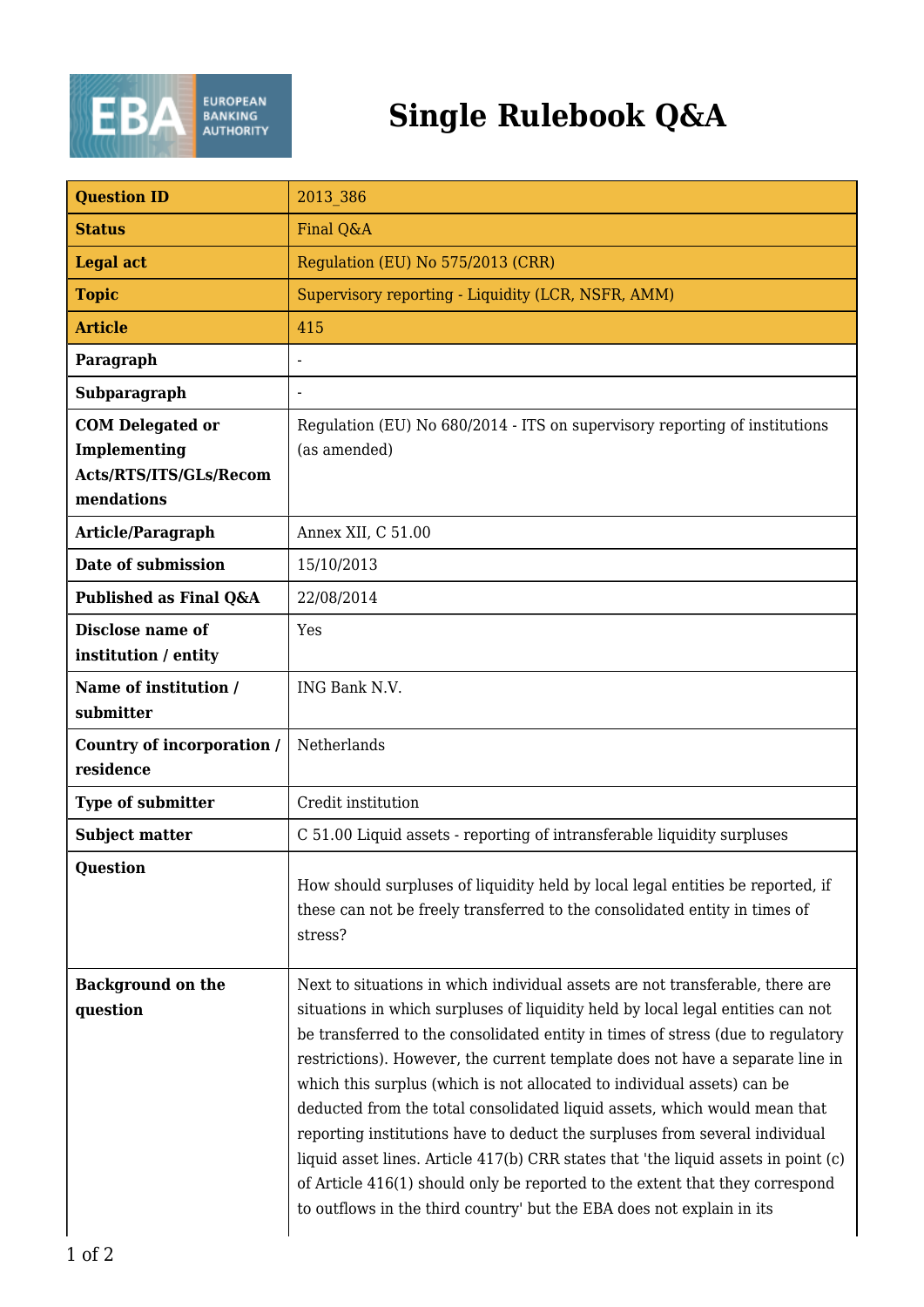# Single Rulebook Q&A

| | |
|---|---|
| **Question ID** | 2013_386 |
| **Status** | Final Q&A |
| **Legal act** | Regulation (EU) No 575/2013 (CRR) |
| **Topic** | Supervisory reporting - Liquidity (LCR, NSFR, AMM) |
| **Article** | 415 |
| **Paragraph** | - |
| **Subparagraph** | - |
| **COM Delegated or Implementing Acts/RTS/ITS/GLs/Recommendations** | Regulation (EU) No 680/2014 - ITS on supervisory reporting of institutions (as amended) |
| **Article/Paragraph** | Annex XII, C 51.00 |
| **Date of submission** | 15/10/2013 |
| **Published as Final Q&A** | 22/08/2014 |
| **Disclose name of institution / entity** | Yes |
| **Name of institution / submitter** | ING Bank N.V. |
| **Country of incorporation / residence** | Netherlands |
| **Type of submitter** | Credit institution |
| **Subject matter** | C 51.00 Liquid assets - reporting of intransferable liquidity surpluses |
| **Question** | How should surpluses of liquidity held by local legal entities be reported, if these can not be freely transferred to the consolidated entity in times of stress? |
| **Background on the question** | Next to situations in which individual assets are not transferable, there are situations in which surpluses of liquidity held by local legal entities can not be transferred to the consolidated entity in times of stress (due to regulatory restrictions). However, the current template does not have a separate line in which this surplus (which is not allocated to individual assets) can be deducted from the total consolidated liquid assets, which would mean that reporting institutions have to deduct the surpluses from several individual liquid asset lines. Article 417(b) CRR states that 'the liquid assets in point (c) of Article 416(1) should only be reported to the extent that they correspond to outflows in the third country' but the EBA does not explain in its |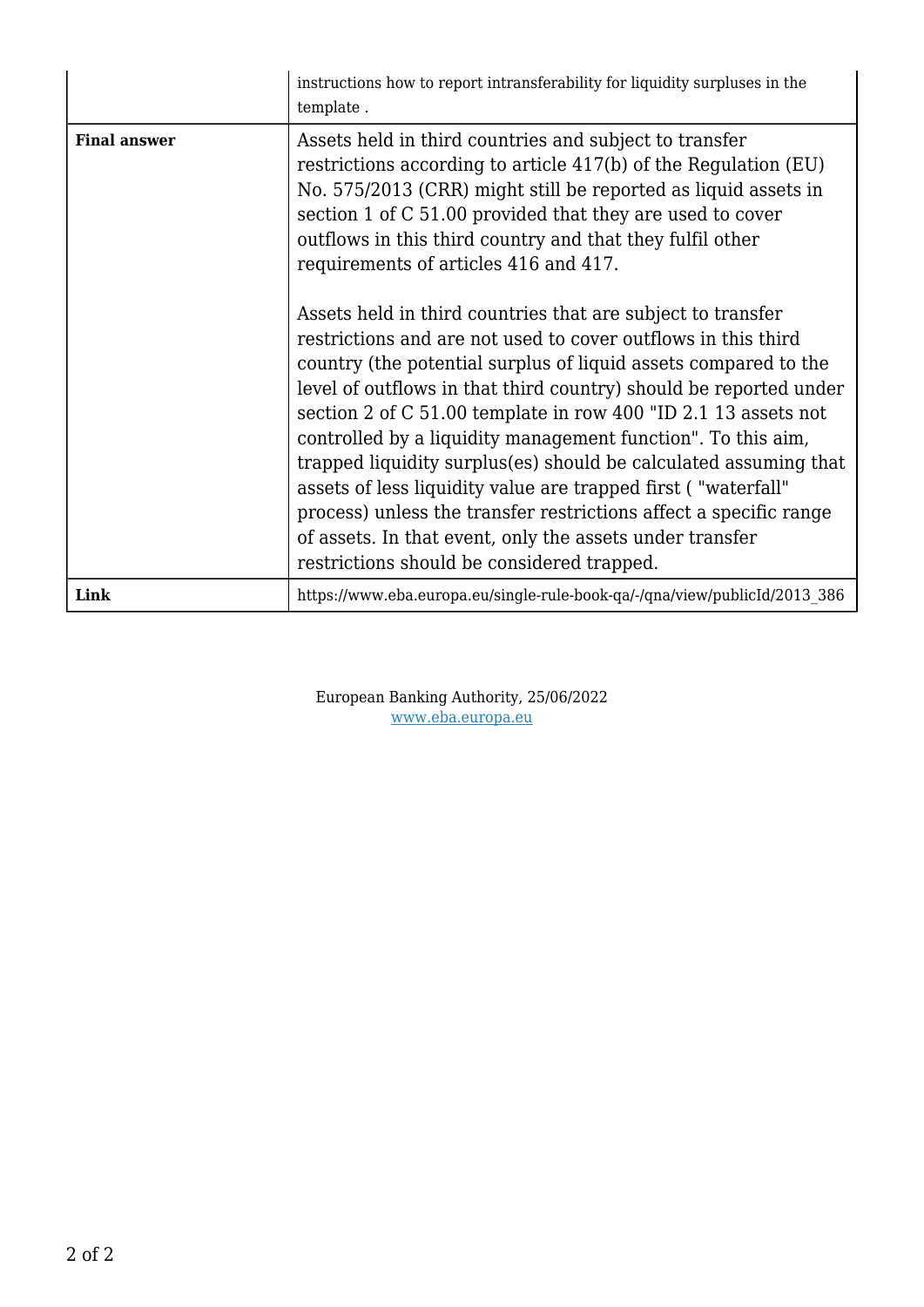| | |
|---|---|
| | instructions how to report intransferability for liquidity surpluses in the template . |
| **Final answer** | Assets held in third countries and subject to transfer restrictions according to article 417(b) of the Regulation (EU) No. 575/2013 (CRR) might still be reported as liquid assets in section 1 of C 51.00 provided that they are used to cover outflows in this third country and that they fulfil other requirements of articles 416 and 417.<br><br>Assets held in third countries that are subject to transfer restrictions and are not used to cover outflows in this third country (the potential surplus of liquid assets compared to the level of outflows in that third country) should be reported under section 2 of C 51.00 template in row 400 "ID 2.1 13 assets not controlled by a liquidity management function". To this aim, trapped liquidity surplus(es) should be calculated assuming that assets of less liquidity value are trapped first ( "waterfall" process) unless the transfer restrictions affect a specific range of assets. In that event, only the assets under transfer restrictions should be considered trapped. |
| **Link** | https://www.eba.europa.eu/single-rule-book-qa/-/qna/view/publicId/2013_386 |

European Banking Authority, 25/06/2022
www.eba.europa.eu